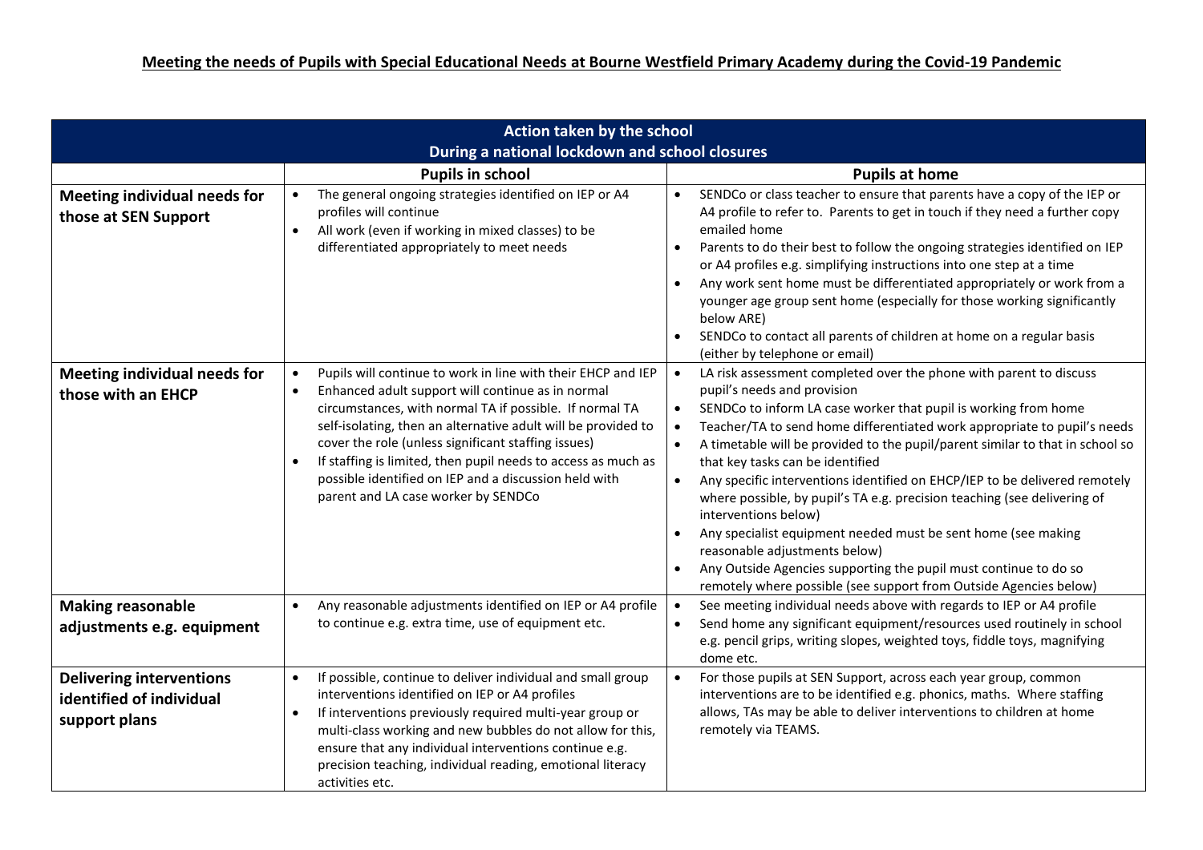# Meeting the needs of Pupils with Special Educational Needs at Bourne Westfield Primary Academy during the Covid-19 Pandemic

| Action taken by the school<br>During a national lockdown and school closures | | |
|---|---|---|
| | **Pupils in school** | **Pupils at home** |
| **Meeting individual needs for those at SEN Support** | • The general ongoing strategies identified on IEP or A4 profiles will continue<br>• All work (even if working in mixed classes) to be differentiated appropriately to meet needs | • SENDCo or class teacher to ensure that parents have a copy of the IEP or A4 profile to refer to. Parents to get in touch if they need a further copy emailed home<br>• Parents to do their best to follow the ongoing strategies identified on IEP or A4 profiles e.g. simplifying instructions into one step at a time<br>• Any work sent home must be differentiated appropriately or work from a younger age group sent home (especially for those working significantly below ARE)<br>• SENDCo to contact all parents of children at home on a regular basis (either by telephone or email) |
| **Meeting individual needs for those with an EHCP** | • Pupils will continue to work in line with their EHCP and IEP<br>• Enhanced adult support will continue as in normal circumstances, with normal TA if possible. If normal TA self-isolating, then an alternative adult will be provided to cover the role (unless significant staffing issues)<br>• If staffing is limited, then pupil needs to access as much as possible identified on IEP and a discussion held with parent and LA case worker by SENDCo | • LA risk assessment completed over the phone with parent to discuss pupil's needs and provision<br>• SENDCo to inform LA case worker that pupil is working from home<br>• Teacher/TA to send home differentiated work appropriate to pupil's needs<br>• A timetable will be provided to the pupil/parent similar to that in school so that key tasks can be identified<br>• Any specific interventions identified on EHCP/IEP to be delivered remotely where possible, by pupil's TA e.g. precision teaching (see delivering of interventions below)<br>• Any specialist equipment needed must be sent home (see making reasonable adjustments below)<br>• Any Outside Agencies supporting the pupil must continue to do so remotely where possible (see support from Outside Agencies below) |
| **Making reasonable adjustments e.g. equipment** | • Any reasonable adjustments identified on IEP or A4 profile to continue e.g. extra time, use of equipment etc. | • See meeting individual needs above with regards to IEP or A4 profile<br>• Send home any significant equipment/resources used routinely in school e.g. pencil grips, writing slopes, weighted toys, fiddle toys, magnifying dome etc. |
| **Delivering interventions identified of individual support plans** | • If possible, continue to deliver individual and small group interventions identified on IEP or A4 profiles<br>• If interventions previously required multi-year group or multi-class working and new bubbles do not allow for this, ensure that any individual interventions continue e.g. precision teaching, individual reading, emotional literacy activities etc. | • For those pupils at SEN Support, across each year group, common interventions are to be identified e.g. phonics, maths. Where staffing allows, TAs may be able to deliver interventions to children at home remotely via TEAMS. |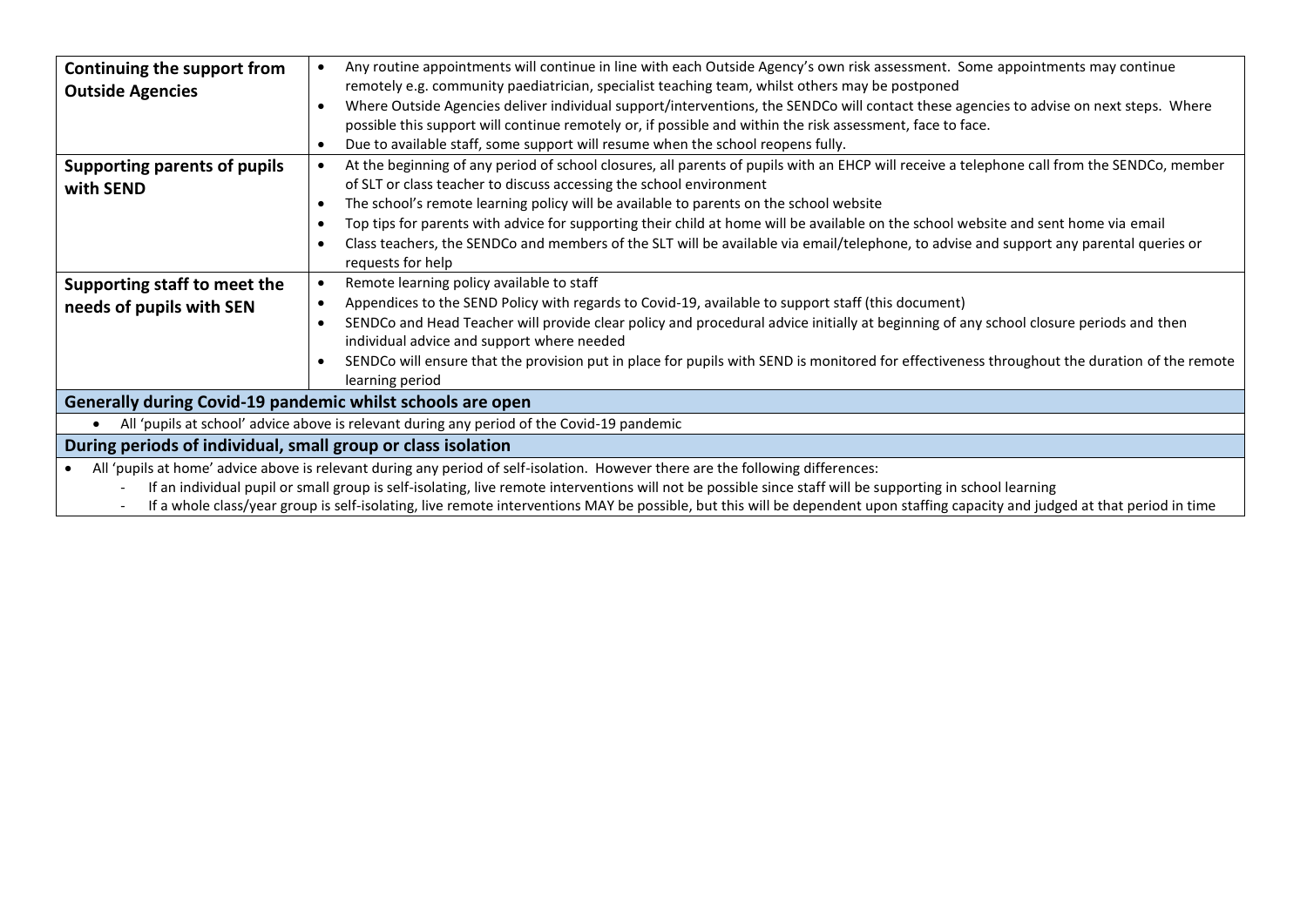| | |
|---|---|
| **Continuing the support from Outside Agencies** | • Any routine appointments will continue in line with each Outside Agency's own risk assessment. Some appointments may continue remotely e.g. community paediatrician, specialist teaching team, whilst others may be postponed<br>• Where Outside Agencies deliver individual support/interventions, the SENDCo will contact these agencies to advise on next steps. Where possible this support will continue remotely or, if possible and within the risk assessment, face to face.<br>• Due to available staff, some support will resume when the school reopens fully. |
| **Supporting parents of pupils with SEND** | • At the beginning of any period of school closures, all parents of pupils with an EHCP will receive a telephone call from the SENDCo, member of SLT or class teacher to discuss accessing the school environment<br>• The school's remote learning policy will be available to parents on the school website<br>• Top tips for parents with advice for supporting their child at home will be available on the school website and sent home via email<br>• Class teachers, the SENDCo and members of the SLT will be available via email/telephone, to advise and support any parental queries or requests for help |
| **Supporting staff to meet the needs of pupils with SEN** | • Remote learning policy available to staff<br>• Appendices to the SEND Policy with regards to Covid-19, available to support staff (this document)<br>• SENDCo and Head Teacher will provide clear policy and procedural advice initially at beginning of any school closure periods and then individual advice and support where needed<br>• SENDCo will ensure that the provision put in place for pupils with SEND is monitored for effectiveness throughout the duration of the remote learning period |

**Generally during Covid-19 pandemic whilst schools are open**

- All 'pupils at school' advice above is relevant during any period of the Covid-19 pandemic

**During periods of individual, small group or class isolation**

- All 'pupils at home' advice above is relevant during any period of self-isolation. However there are the following differences:
  - If an individual pupil or small group is self-isolating, live remote interventions will not be possible since staff will be supporting in school learning
  - If a whole class/year group is self-isolating, live remote interventions MAY be possible, but this will be dependent upon staffing capacity and judged at that period in time